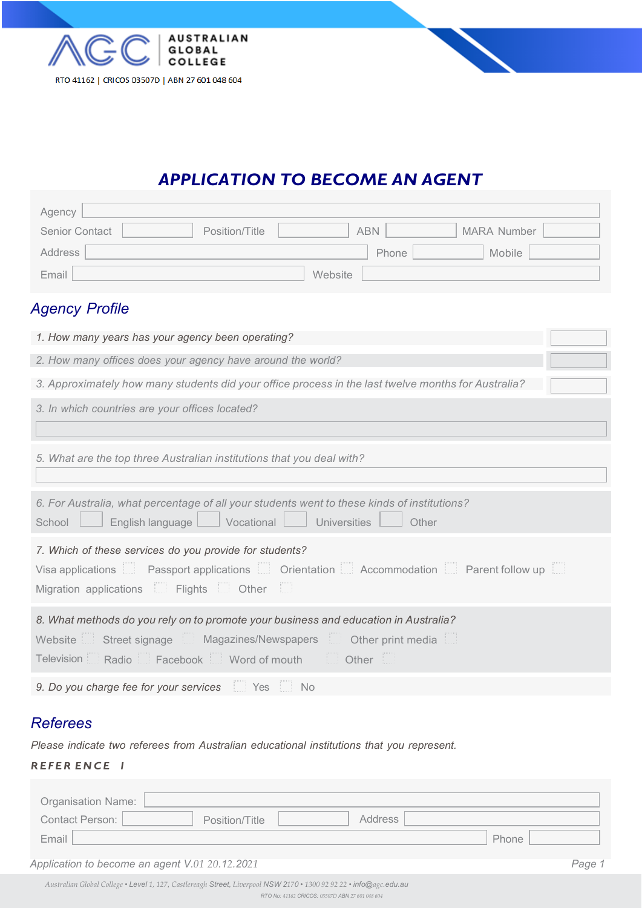AUSTRALIAN GLOBAL COLLEGE

RTO 41162 | CRICOS 03507D | ABN 27 601 048 604

# APPLICATION TO BECOME AN AGENT

Agency

Senior Contact Position/Title ABN MARA Number

Address Phone Mobile

Email Website

## Agency Profile

1. How many years has your agency been operating?

2. How many offices does your agency have around the world?

3. Approximately how many students did your office process in the last twelve months for Australia?

3. In which countries are your offices located?

5. What are the top three Australian institutions that you deal with?

6. For Australia, what percentage of all your students went to these kinds of institutions?

School English language Vocational Universities Other

7. Which of these services do you provide for students?

Visa applications Passport applications Orientation Accommodation Parent follow up

Migration applications Flights Other

8. What methods do you rely on to promote your business and education in Australia?

Website Street signage Magazines/Newspapers Other print media

Television Radio Facebook Word of mouth Other

9. Do you charge fee for your services Yes No

## Referees

*Please indicate two referees from Australian educational institutions that you represent.*

**REFERENCE I**

Organisation Name:

Contact Person: Position/Title Address

Email Phone

*Application to become an agent V.01 20.12.2021*

Australian Global College • Level 1, 127, Castlereagh Street, Liverpool NSW 2170 • 1300 92 92 22 • info@agc.edu.au

RTO No: 41162 CRICOS: 03507D ABN 27 601 048 604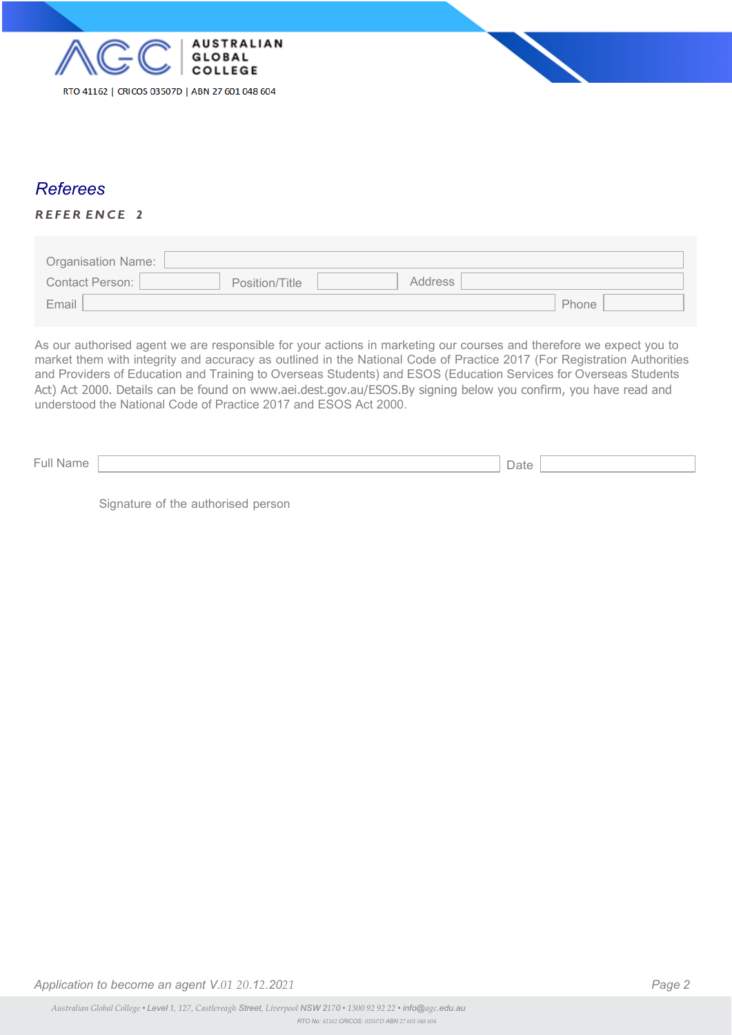## *Referees*

### *REFERENCE 2*

Organisation Name:

Contact Person: Position/Title Address

Email Phone

As our authorised agent we are responsible for your actions in marketing our courses and therefore we expect you to market them with integrity and accuracy as outlined in the National Code of Practice 2017 (For Registration Authorities and Providers of Education and Training to Overseas Students) and ESOS (Education Services for Overseas Students Act) Act 2000. Details can be found on www.aei.dest.gov.au/ESOS.By signing below you confirm, you have read and understood the National Code of Practice 2017 and ESOS Act 2000.

Full Name Date

Signature of the authorised person